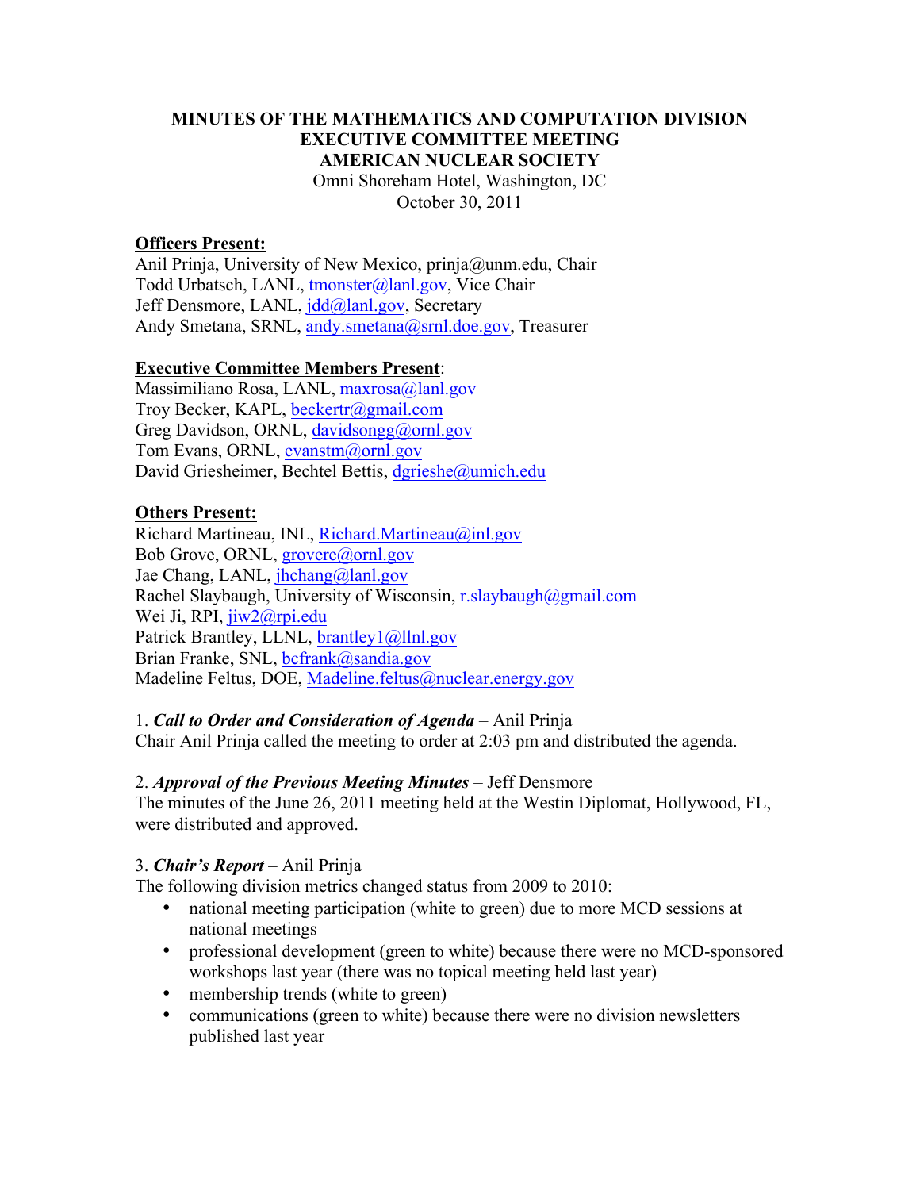**MINUTES OF THE MATHEMATICS AND COMPUTATION DIVISION EXECUTIVE COMMITTEE MEETING**
**AMERICAN NUCLEAR SOCIETY**
Omni Shoreham Hotel, Washington, DC
October 30, 2011

**Officers Present:**
Anil Prinja, University of New Mexico, prinja@unm.edu, Chair
Todd Urbatsch, LANL, tmonster@lanl.gov, Vice Chair
Jeff Densmore, LANL, jdd@lanl.gov, Secretary
Andy Smetana, SRNL, andy.smetana@srnl.doe.gov, Treasurer

**Executive Committee Members Present**:
Massimiliano Rosa, LANL, maxrosa@lanl.gov
Troy Becker, KAPL, beckertr@gmail.com
Greg Davidson, ORNL, davidsongg@ornl.gov
Tom Evans, ORNL, evanstm@ornl.gov
David Griesheimer, Bechtel Bettis, dgrieshe@umich.edu

**Others Present:**
Richard Martineau, INL, Richard.Martineau@inl.gov
Bob Grove, ORNL, grovere@ornl.gov
Jae Chang, LANL, jhchang@lanl.gov
Rachel Slaybaugh, University of Wisconsin, r.slaybaugh@gmail.com
Wei Ji, RPI, jiw2@rpi.edu
Patrick Brantley, LLNL, brantley1@llnl.gov
Brian Franke, SNL, bcfrank@sandia.gov
Madeline Feltus, DOE, Madeline.feltus@nuclear.energy.gov

1. ***Call to Order and Consideration of Agenda*** – Anil Prinja
Chair Anil Prinja called the meeting to order at 2:03 pm and distributed the agenda.

2. ***Approval of the Previous Meeting Minutes*** – Jeff Densmore
The minutes of the June 26, 2011 meeting held at the Westin Diplomat, Hollywood, FL, were distributed and approved.

3. ***Chair's Report*** – Anil Prinja
The following division metrics changed status from 2009 to 2010:

- national meeting participation (white to green) due to more MCD sessions at national meetings
- professional development (green to white) because there were no MCD-sponsored workshops last year (there was no topical meeting held last year)
- membership trends (white to green)
- communications (green to white) because there were no division newsletters published last year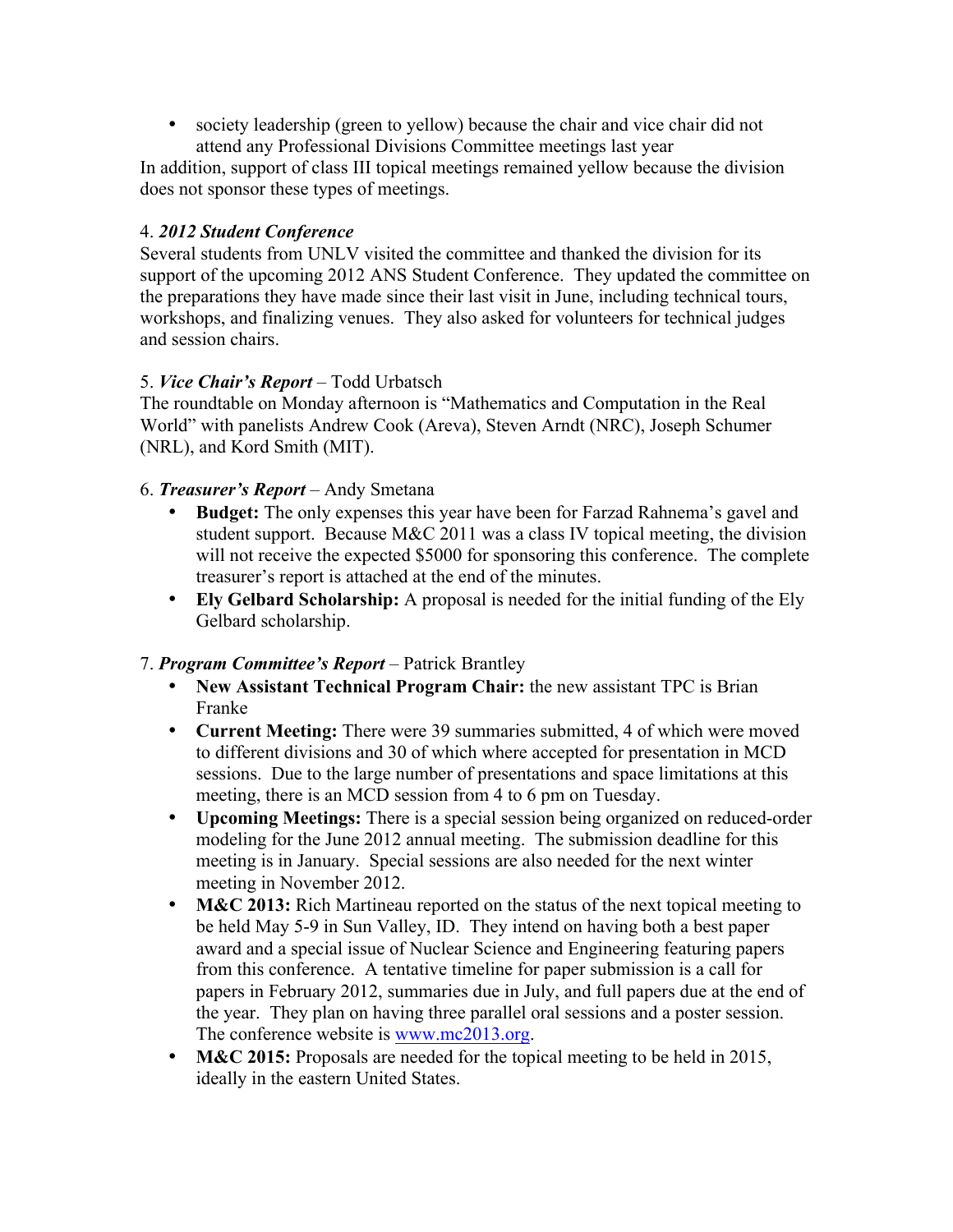- society leadership (green to yellow) because the chair and vice chair did not attend any Professional Divisions Committee meetings last year

In addition, support of class III topical meetings remained yellow because the division does not sponsor these types of meetings.

4. ***2012 Student Conference***

Several students from UNLV visited the committee and thanked the division for its support of the upcoming 2012 ANS Student Conference. They updated the committee on the preparations they have made since their last visit in June, including technical tours, workshops, and finalizing venues. They also asked for volunteers for technical judges and session chairs.

5. ***Vice Chair's Report*** – Todd Urbatsch

The roundtable on Monday afternoon is "Mathematics and Computation in the Real World" with panelists Andrew Cook (Areva), Steven Arndt (NRC), Joseph Schumer (NRL), and Kord Smith (MIT).

6. ***Treasurer's Report*** – Andy Smetana

- **Budget:** The only expenses this year have been for Farzad Rahnema's gavel and student support. Because M&C 2011 was a class IV topical meeting, the division will not receive the expected $5000 for sponsoring this conference. The complete treasurer's report is attached at the end of the minutes.
- **Ely Gelbard Scholarship:** A proposal is needed for the initial funding of the Ely Gelbard scholarship.

7. ***Program Committee's Report*** – Patrick Brantley

- **New Assistant Technical Program Chair:** the new assistant TPC is Brian Franke
- **Current Meeting:** There were 39 summaries submitted, 4 of which were moved to different divisions and 30 of which where accepted for presentation in MCD sessions. Due to the large number of presentations and space limitations at this meeting, there is an MCD session from 4 to 6 pm on Tuesday.
- **Upcoming Meetings:** There is a special session being organized on reduced-order modeling for the June 2012 annual meeting. The submission deadline for this meeting is in January. Special sessions are also needed for the next winter meeting in November 2012.
- **M&C 2013:** Rich Martineau reported on the status of the next topical meeting to be held May 5-9 in Sun Valley, ID. They intend on having both a best paper award and a special issue of Nuclear Science and Engineering featuring papers from this conference. A tentative timeline for paper submission is a call for papers in February 2012, summaries due in July, and full papers due at the end of the year. They plan on having three parallel oral sessions and a poster session. The conference website is www.mc2013.org.
- **M&C 2015:** Proposals are needed for the topical meeting to be held in 2015, ideally in the eastern United States.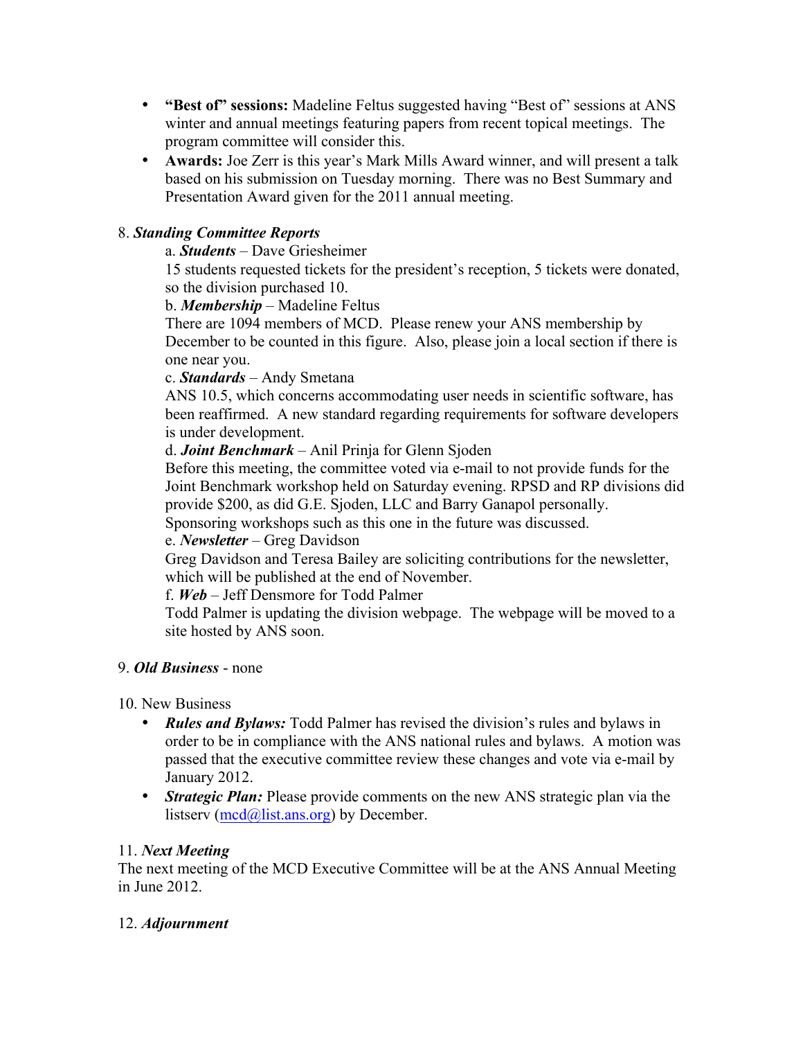- **"Best of" sessions:** Madeline Feltus suggested having "Best of" sessions at ANS winter and annual meetings featuring papers from recent topical meetings. The program committee will consider this.
- **Awards:** Joe Zerr is this year's Mark Mills Award winner, and will present a talk based on his submission on Tuesday morning. There was no Best Summary and Presentation Award given for the 2011 annual meeting.

8. ***Standing Committee Reports***

a. ***Students*** – Dave Griesheimer

15 students requested tickets for the president's reception, 5 tickets were donated, so the division purchased 10.

b. ***Membership*** – Madeline Feltus

There are 1094 members of MCD. Please renew your ANS membership by December to be counted in this figure. Also, please join a local section if there is one near you.

c. ***Standards*** – Andy Smetana

ANS 10.5, which concerns accommodating user needs in scientific software, has been reaffirmed. A new standard regarding requirements for software developers is under development.

d. ***Joint Benchmark*** – Anil Prinja for Glenn Sjoden

Before this meeting, the committee voted via e-mail to not provide funds for the Joint Benchmark workshop held on Saturday evening. RPSD and RP divisions did provide $200, as did G.E. Sjoden, LLC and Barry Ganapol personally.

Sponsoring workshops such as this one in the future was discussed.

e. ***Newsletter*** – Greg Davidson

Greg Davidson and Teresa Bailey are soliciting contributions for the newsletter, which will be published at the end of November.

f. ***Web*** – Jeff Densmore for Todd Palmer

Todd Palmer is updating the division webpage. The webpage will be moved to a site hosted by ANS soon.

9. ***Old Business*** - none

10. New Business

- ***Rules and Bylaws:*** Todd Palmer has revised the division's rules and bylaws in order to be in compliance with the ANS national rules and bylaws. A motion was passed that the executive committee review these changes and vote via e-mail by January 2012.
- ***Strategic Plan:*** Please provide comments on the new ANS strategic plan via the listserv (mcd@list.ans.org) by December.

11. ***Next Meeting***

The next meeting of the MCD Executive Committee will be at the ANS Annual Meeting in June 2012.

12. ***Adjournment***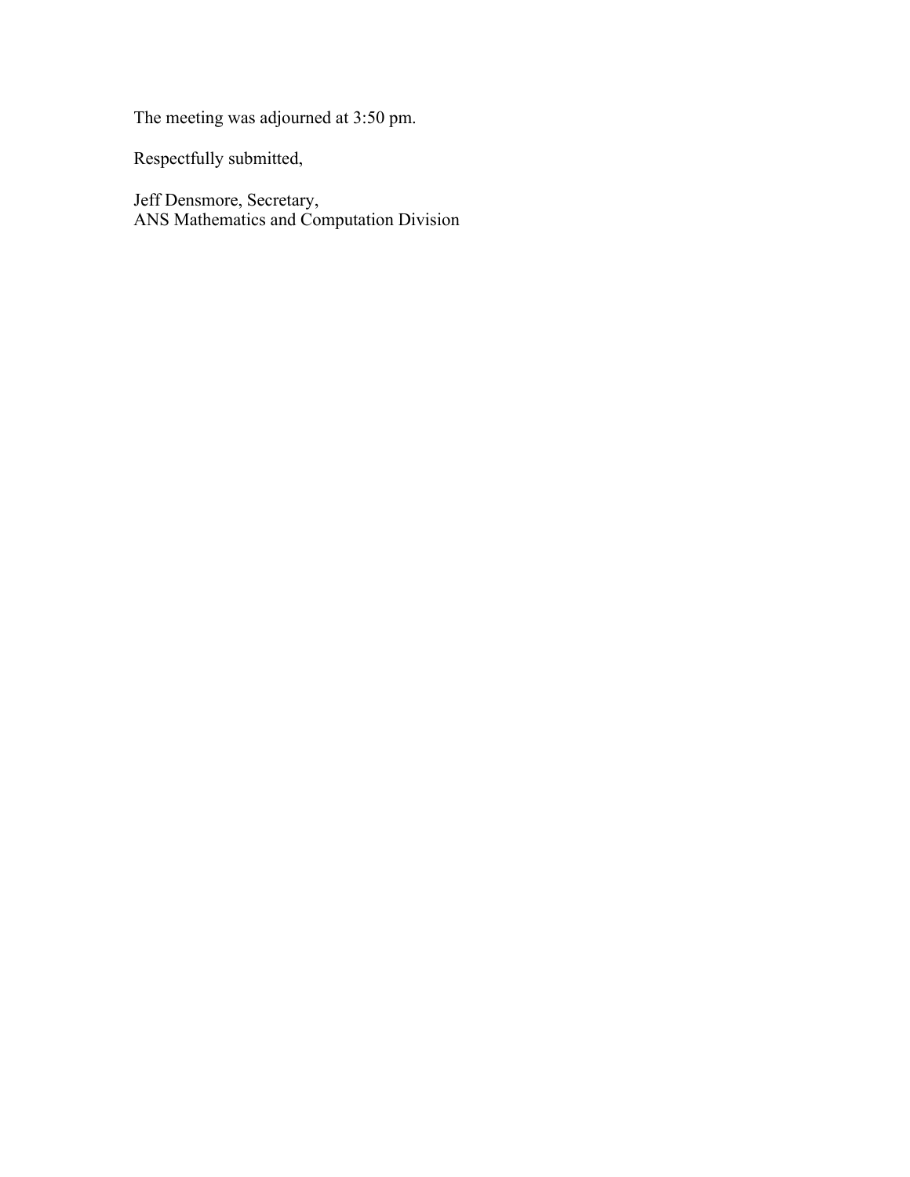The meeting was adjourned at 3:50 pm.

Respectfully submitted,

Jeff Densmore, Secretary,  
ANS Mathematics and Computation Division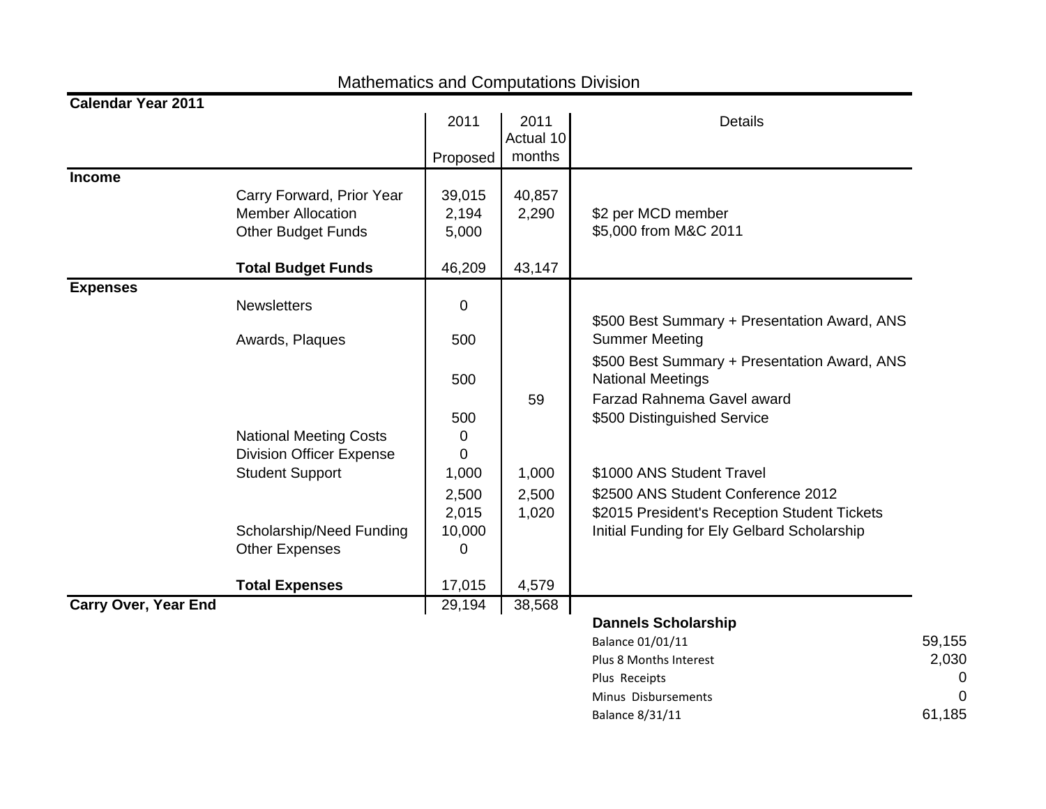## Mathematics and Computations Division

**Calendar Year 2011**

| | | 2011 Proposed | 2011 Actual 10 months | Details |
|---|---|---|---|---|
| **Income** | | | | |
| | Carry Forward, Prior Year | 39,015 | 40,857 | |
| | Member Allocation | 2,194 | 2,290 | $2 per MCD member |
| | Other Budget Funds | 5,000 | | $5,000 from M&C 2011 |
| | **Total Budget Funds** | 46,209 | 43,147 | |
| **Expenses** | | | | |
| | Newsletters | 0 | | |
| | Awards, Plaques | 500 | | $500 Best Summary + Presentation Award, ANS Summer Meeting |
| | | 500 | | $500 Best Summary + Presentation Award, ANS National Meetings |
| | | | 59 | Farzad Rahnema Gavel award |
| | | 500 | | $500 Distinguished Service |
| | National Meeting Costs | 0 | | |
| | Division Officer Expense | 0 | | |
| | Student Support | 1,000 | 1,000 | $1000 ANS Student Travel |
| | | 2,500 | 2,500 | $2500 ANS Student Conference 2012 |
| | | 2,015 | 1,020 | $2015 President's Reception Student Tickets |
| | Scholarship/Need Funding | 10,000 | | Initial Funding for Ely Gelbard Scholarship |
| | Other Expenses | 0 | | |
| | **Total Expenses** | 17,015 | 4,579 | |
| **Carry Over, Year End** | | 29,194 | 38,568 | |

**Dannels Scholarship**

| | |
|---|---|
| Balance 01/01/11 | 59,155 |
| Plus 8 Months Interest | 2,030 |
| Plus Receipts | 0 |
| Minus Disbursements | 0 |
| Balance 8/31/11 | 61,185 |